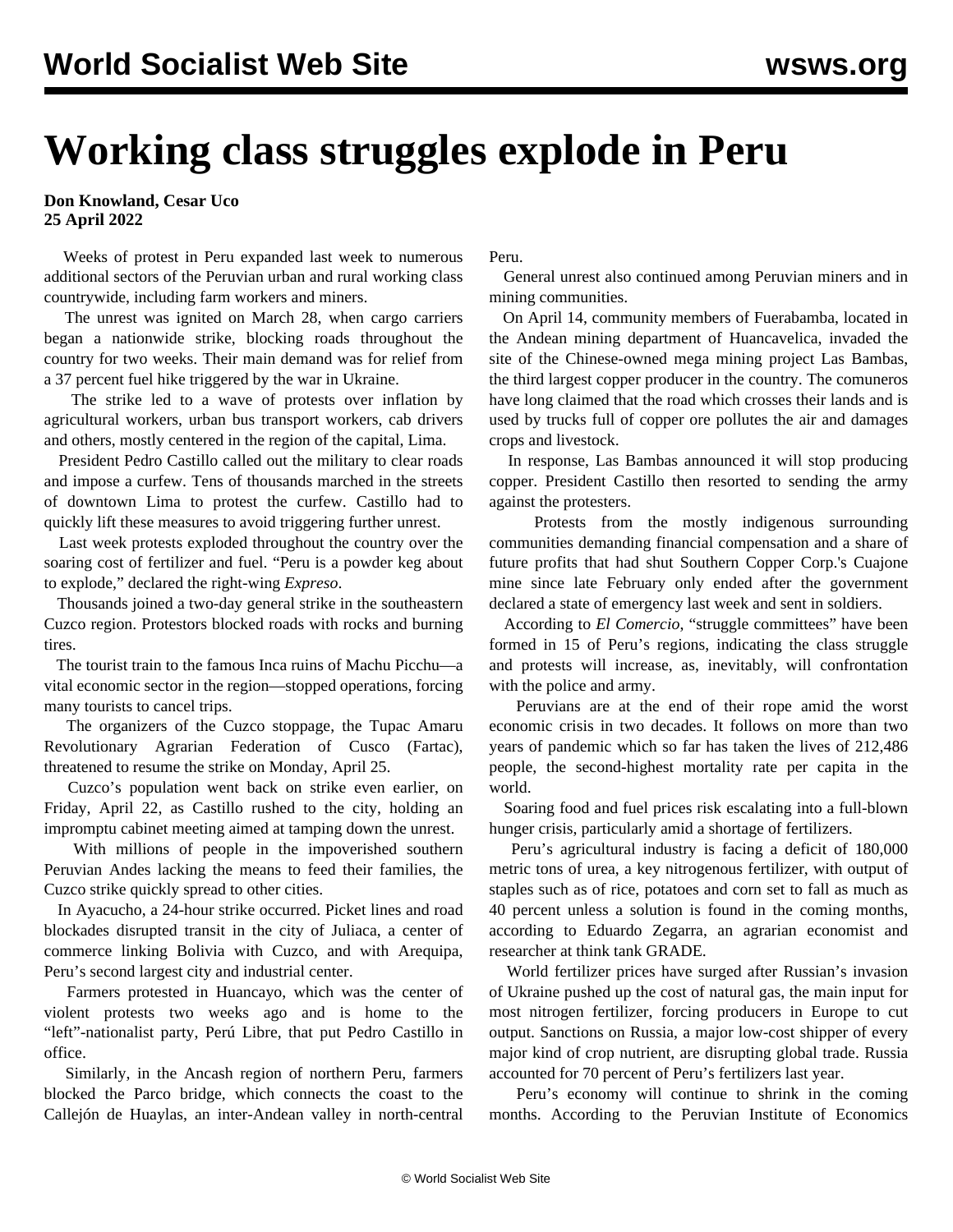# Working class struggles explode in Peru

**Don Knowland, Cesar Uco**
**25 April 2022**

Weeks of protest in Peru expanded last week to numerous additional sectors of the Peruvian urban and rural working class countrywide, including farm workers and miners.

The unrest was ignited on March 28, when cargo carriers began a nationwide strike, blocking roads throughout the country for two weeks. Their main demand was for relief from a 37 percent fuel hike triggered by the war in Ukraine.

The strike led to a wave of protests over inflation by agricultural workers, urban bus transport workers, cab drivers and others, mostly centered in the region of the capital, Lima.

President Pedro Castillo called out the military to clear roads and impose a curfew. Tens of thousands marched in the streets of downtown Lima to protest the curfew. Castillo had to quickly lift these measures to avoid triggering further unrest.

Last week protests exploded throughout the country over the soaring cost of fertilizer and fuel. "Peru is a powder keg about to explode," declared the right-wing *Expreso*.

Thousands joined a two-day general strike in the southeastern Cuzco region. Protestors blocked roads with rocks and burning tires.

The tourist train to the famous Inca ruins of Machu Picchu—a vital economic sector in the region—stopped operations, forcing many tourists to cancel trips.

The organizers of the Cuzco stoppage, the Tupac Amaru Revolutionary Agrarian Federation of Cusco (Fartac), threatened to resume the strike on Monday, April 25.

Cuzco's population went back on strike even earlier, on Friday, April 22, as Castillo rushed to the city, holding an impromptu cabinet meeting aimed at tamping down the unrest.

With millions of people in the impoverished southern Peruvian Andes lacking the means to feed their families, the Cuzco strike quickly spread to other cities.

In Ayacucho, a 24-hour strike occurred. Picket lines and road blockades disrupted transit in the city of Juliaca, a center of commerce linking Bolivia with Cuzco, and with Arequipa, Peru's second largest city and industrial center.

Farmers protested in Huancayo, which was the center of violent protests two weeks ago and is home to the "left"-nationalist party, Perú Libre, that put Pedro Castillo in office.

Similarly, in the Ancash region of northern Peru, farmers blocked the Parco bridge, which connects the coast to the Callejón de Huaylas, an inter-Andean valley in north-central Peru.

General unrest also continued among Peruvian miners and in mining communities.

On April 14, community members of Fuerabamba, located in the Andean mining department of Huancavelica, invaded the site of the Chinese-owned mega mining project Las Bambas, the third largest copper producer in the country. The comuneros have long claimed that the road which crosses their lands and is used by trucks full of copper ore pollutes the air and damages crops and livestock.

In response, Las Bambas announced it will stop producing copper. President Castillo then resorted to sending the army against the protesters.

Protests from the mostly indigenous surrounding communities demanding financial compensation and a share of future profits that had shut Southern Copper Corp.'s Cuajone mine since late February only ended after the government declared a state of emergency last week and sent in soldiers.

According to *El Comercio*, "struggle committees" have been formed in 15 of Peru's regions, indicating the class struggle and protests will increase, as, inevitably, will confrontation with the police and army.

Peruvians are at the end of their rope amid the worst economic crisis in two decades. It follows on more than two years of pandemic which so far has taken the lives of 212,486 people, the second-highest mortality rate per capita in the world.

Soaring food and fuel prices risk escalating into a full-blown hunger crisis, particularly amid a shortage of fertilizers.

Peru's agricultural industry is facing a deficit of 180,000 metric tons of urea, a key nitrogenous fertilizer, with output of staples such as of rice, potatoes and corn set to fall as much as 40 percent unless a solution is found in the coming months, according to Eduardo Zegarra, an agrarian economist and researcher at think tank GRADE.

World fertilizer prices have surged after Russian's invasion of Ukraine pushed up the cost of natural gas, the main input for most nitrogen fertilizer, forcing producers in Europe to cut output. Sanctions on Russia, a major low-cost shipper of every major kind of crop nutrient, are disrupting global trade. Russia accounted for 70 percent of Peru's fertilizers last year.

Peru's economy will continue to shrink in the coming months. According to the Peruvian Institute of Economics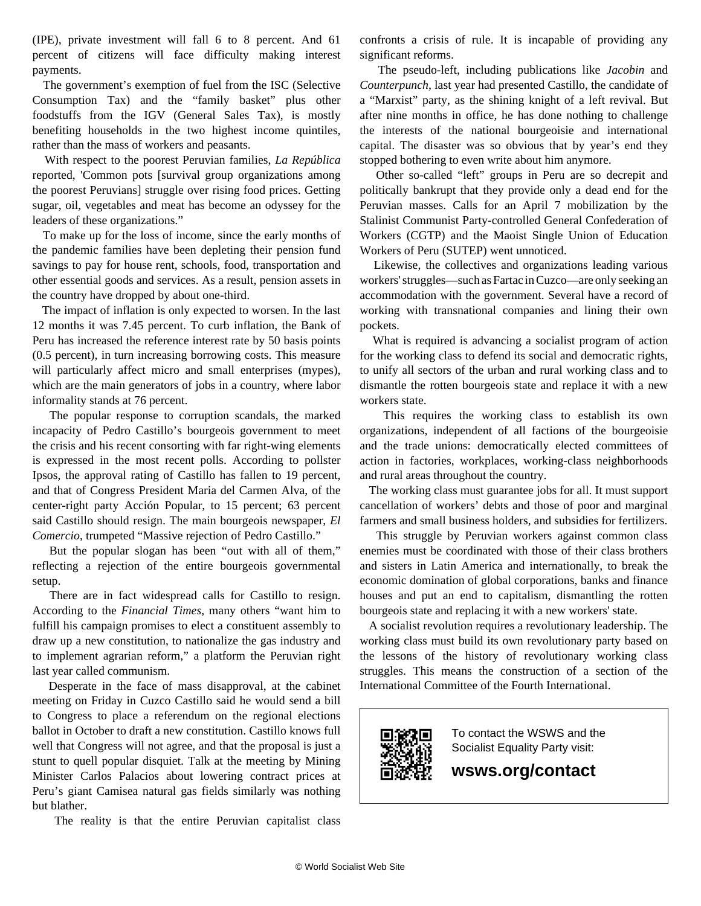(IPE), private investment will fall 6 to 8 percent. And 61 percent of citizens will face difficulty making interest payments.

The government's exemption of fuel from the ISC (Selective Consumption Tax) and the "family basket" plus other foodstuffs from the IGV (General Sales Tax), is mostly benefiting households in the two highest income quintiles, rather than the mass of workers and peasants.

With respect to the poorest Peruvian families, *La República* reported, 'Common pots [survival group organizations among the poorest Peruvians] struggle over rising food prices. Getting sugar, oil, vegetables and meat has become an odyssey for the leaders of these organizations."

To make up for the loss of income, since the early months of the pandemic families have been depleting their pension fund savings to pay for house rent, schools, food, transportation and other essential goods and services. As a result, pension assets in the country have dropped by about one-third.

The impact of inflation is only expected to worsen. In the last 12 months it was 7.45 percent. To curb inflation, the Bank of Peru has increased the reference interest rate by 50 basis points (0.5 percent), in turn increasing borrowing costs. This measure will particularly affect micro and small enterprises (mypes), which are the main generators of jobs in a country, where labor informality stands at 76 percent.

The popular response to corruption scandals, the marked incapacity of Pedro Castillo's bourgeois government to meet the crisis and his recent consorting with far right-wing elements is expressed in the most recent polls. According to pollster Ipsos, the approval rating of Castillo has fallen to 19 percent, and that of Congress President Maria del Carmen Alva, of the center-right party Acción Popular, to 15 percent; 63 percent said Castillo should resign. The main bourgeois newspaper, *El Comercio*, trumpeted "Massive rejection of Pedro Castillo."

But the popular slogan has been "out with all of them," reflecting a rejection of the entire bourgeois governmental setup.

There are in fact widespread calls for Castillo to resign. According to the *Financial Times*, many others "want him to fulfill his campaign promises to elect a constituent assembly to draw up a new constitution, to nationalize the gas industry and to implement agrarian reform," a platform the Peruvian right last year called communism.

Desperate in the face of mass disapproval, at the cabinet meeting on Friday in Cuzco Castillo said he would send a bill to Congress to place a referendum on the regional elections ballot in October to draft a new constitution. Castillo knows full well that Congress will not agree, and that the proposal is just a stunt to quell popular disquiet. Talk at the meeting by Mining Minister Carlos Palacios about lowering contract prices at Peru's giant Camisea natural gas fields similarly was nothing but blather.

The reality is that the entire Peruvian capitalist class confronts a crisis of rule. It is incapable of providing any significant reforms.

The pseudo-left, including publications like *Jacobin* and *Counterpunch*, last year had presented Castillo, the candidate of a "Marxist" party, as the shining knight of a left revival. But after nine months in office, he has done nothing to challenge the interests of the national bourgeoisie and international capital. The disaster was so obvious that by year's end they stopped bothering to even write about him anymore.

Other so-called "left" groups in Peru are so decrepit and politically bankrupt that they provide only a dead end for the Peruvian masses. Calls for an April 7 mobilization by the Stalinist Communist Party-controlled General Confederation of Workers (CGTP) and the Maoist Single Union of Education Workers of Peru (SUTEP) went unnoticed.

Likewise, the collectives and organizations leading various workers' struggles—such as Fartac in Cuzco—are only seeking an accommodation with the government. Several have a record of working with transnational companies and lining their own pockets.

What is required is advancing a socialist program of action for the working class to defend its social and democratic rights, to unify all sectors of the urban and rural working class and to dismantle the rotten bourgeois state and replace it with a new workers state.

This requires the working class to establish its own organizations, independent of all factions of the bourgeoisie and the trade unions: democratically elected committees of action in factories, workplaces, working-class neighborhoods and rural areas throughout the country.

The working class must guarantee jobs for all. It must support cancellation of workers' debts and those of poor and marginal farmers and small business holders, and subsidies for fertilizers.

This struggle by Peruvian workers against common class enemies must be coordinated with those of their class brothers and sisters in Latin America and internationally, to break the economic domination of global corporations, banks and finance houses and put an end to capitalism, dismantling the rotten bourgeois state and replacing it with a new workers' state.

A socialist revolution requires a revolutionary leadership. The working class must build its own revolutionary party based on the lessons of the history of revolutionary working class struggles. This means the construction of a section of the International Committee of the Fourth International.

To contact the WSWS and the Socialist Equality Party visit:

**wsws.org/contact**